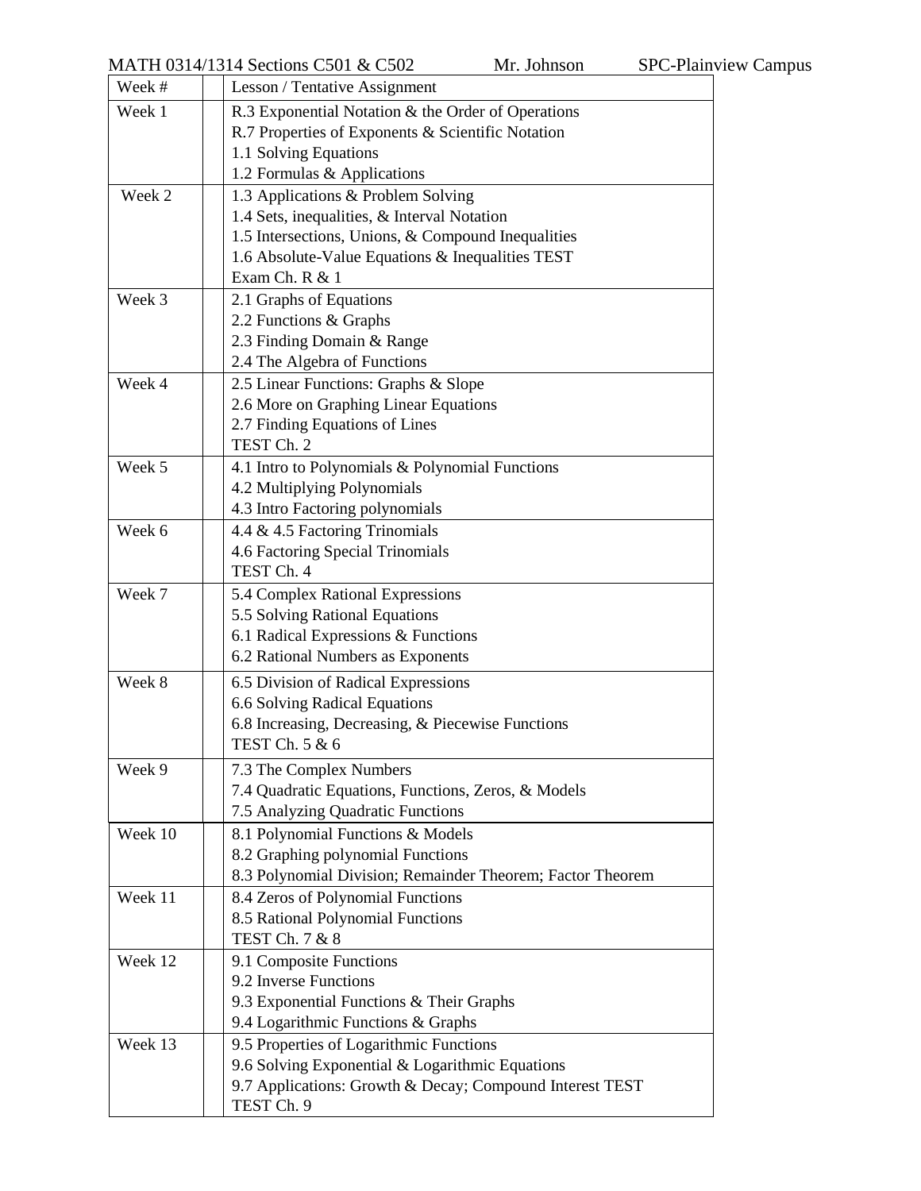MATH 0314/1314 Sections C501 & C502 Mr. Johnson SPC-Plainview Campus

| Week # | | Lesson / Tentative Assignment |
|---|---|---|
| Week 1 | | R.3 Exponential Notation & the Order of Operations<br>R.7 Properties of Exponents & Scientific Notation<br>1.1 Solving Equations<br>1.2 Formulas & Applications |
| Week 2 | | 1.3 Applications & Problem Solving<br>1.4 Sets, inequalities, & Interval Notation<br>1.5 Intersections, Unions, & Compound Inequalities<br>1.6 Absolute-Value Equations & Inequalities TEST<br>Exam Ch. R & 1 |
| Week 3 | | 2.1 Graphs of Equations<br>2.2 Functions & Graphs<br>2.3 Finding Domain & Range<br>2.4 The Algebra of Functions |
| Week 4 | | 2.5 Linear Functions: Graphs & Slope<br>2.6 More on Graphing Linear Equations<br>2.7 Finding Equations of Lines<br>TEST Ch. 2 |
| Week 5 | | 4.1 Intro to Polynomials & Polynomial Functions<br>4.2 Multiplying Polynomials<br>4.3 Intro Factoring polynomials |
| Week 6 | | 4.4 & 4.5 Factoring Trinomials<br>4.6 Factoring Special Trinomials<br>TEST Ch. 4 |
| Week 7 | | 5.4 Complex Rational Expressions<br>5.5 Solving Rational Equations<br>6.1 Radical Expressions & Functions<br>6.2 Rational Numbers as Exponents |
| Week 8 | | 6.5 Division of Radical Expressions<br>6.6 Solving Radical Equations<br>6.8 Increasing, Decreasing, & Piecewise Functions<br>TEST Ch. 5 & 6 |
| Week 9 | | 7.3 The Complex Numbers<br>7.4 Quadratic Equations, Functions, Zeros, & Models<br>7.5 Analyzing Quadratic Functions |
| Week 10 | | 8.1 Polynomial Functions & Models<br>8.2 Graphing polynomial Functions<br>8.3 Polynomial Division; Remainder Theorem; Factor Theorem |
| Week 11 | | 8.4 Zeros of Polynomial Functions<br>8.5 Rational Polynomial Functions<br>TEST Ch. 7 & 8 |
| Week 12 | | 9.1 Composite Functions<br>9.2 Inverse Functions<br>9.3 Exponential Functions & Their Graphs<br>9.4 Logarithmic Functions & Graphs |
| Week 13 | | 9.5 Properties of Logarithmic Functions<br>9.6 Solving Exponential & Logarithmic Equations<br>9.7 Applications: Growth & Decay; Compound Interest TEST<br>TEST Ch. 9 |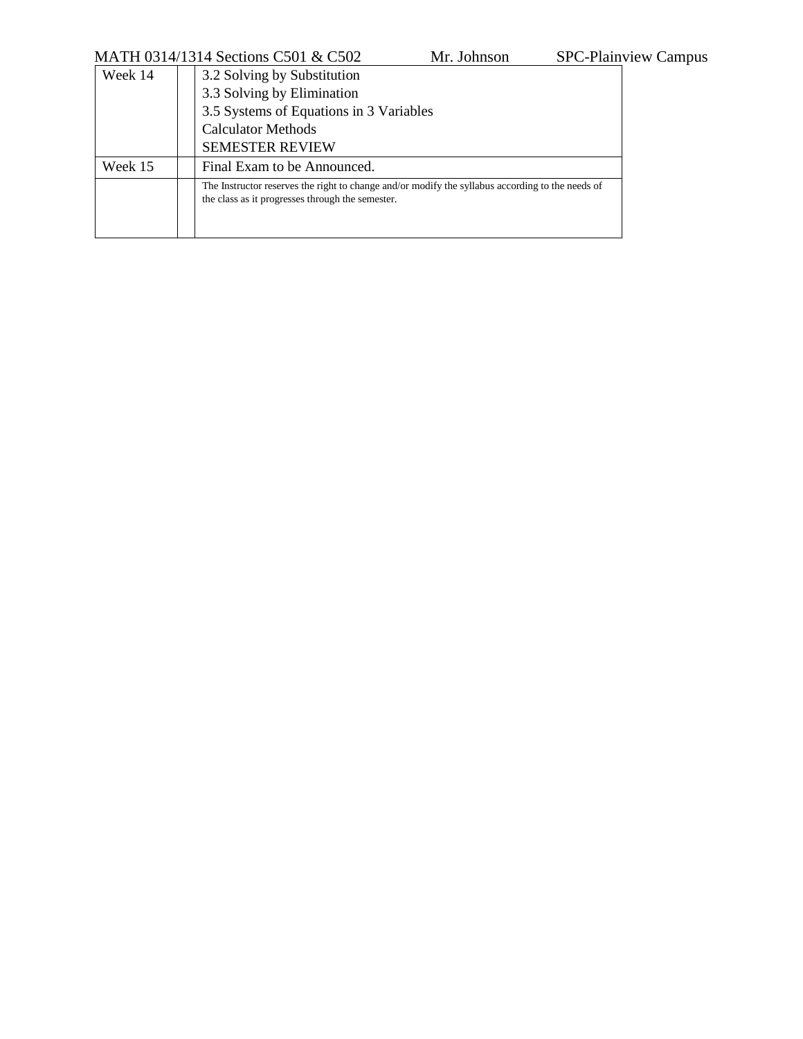| | | |
|---|---|---|
| Week 14 | | 3.2 Solving by Substitution<br>3.3 Solving by Elimination<br>3.5 Systems of Equations in 3 Variables<br>Calculator Methods<br>SEMESTER REVIEW |
| Week 15 | | Final Exam to be Announced. |
| | | The Instructor reserves the right to change and/or modify the syllabus according to the needs of the class as it progresses through the semester. |